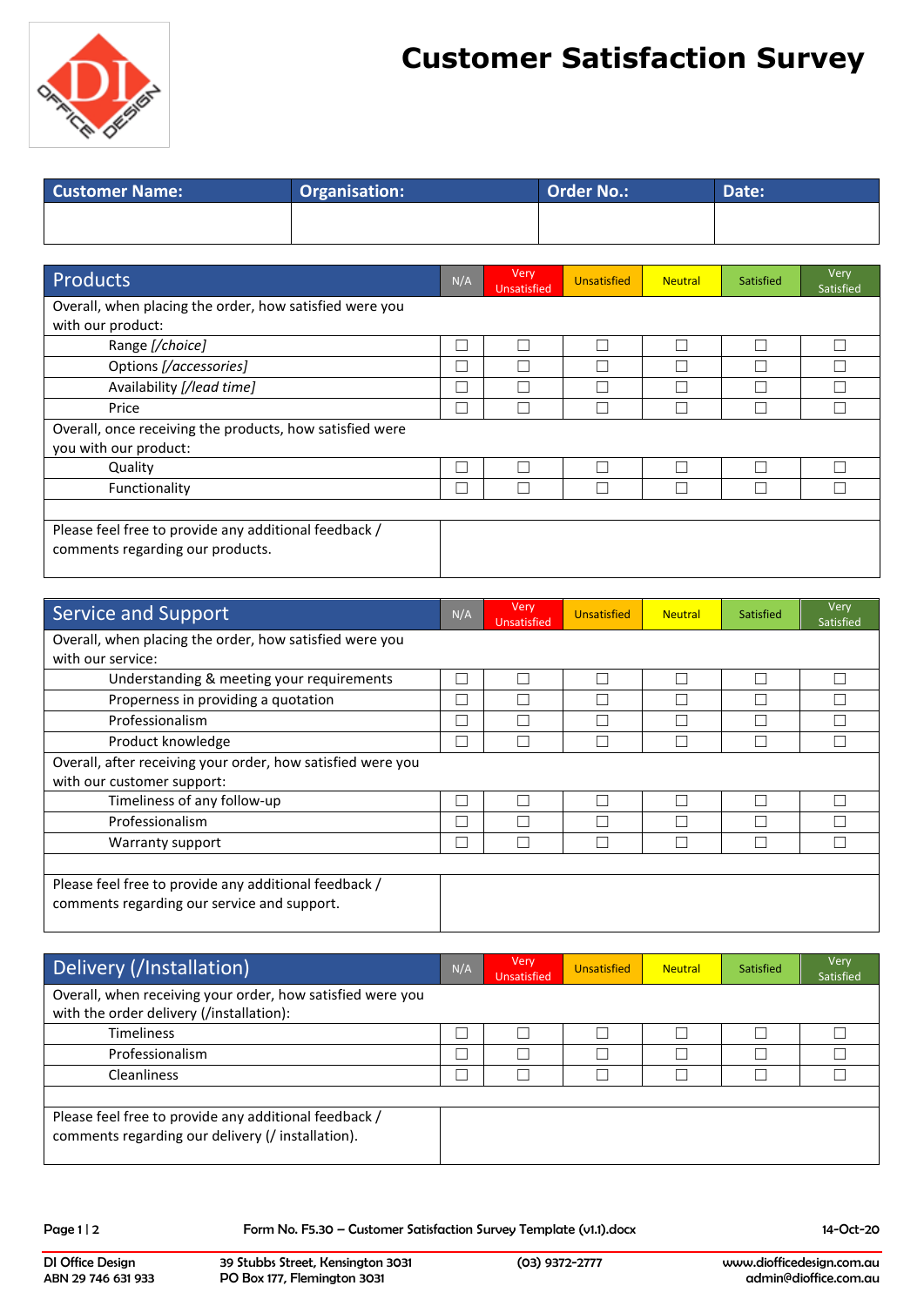# Customer Satisfaction Survey

| Customer Name: | Organisation: | Order No.: | Date: |
|---|---|---|---|
| | | | |

| Products | N/A | Very Unsatisfied | Unsatisfied | Neutral | Satisfied | Very Satisfied |
|---|---|---|---|---|---|---|
| Overall, when placing the order, how satisfied were you with our product: | | | | | | |
| Range [/choice] | ☐ | ☐ | ☐ | ☐ | ☐ | ☐ |
| Options [/accessories] | ☐ | ☐ | ☐ | ☐ | ☐ | ☐ |
| Availability [/lead time] | ☐ | ☐ | ☐ | ☐ | ☐ | ☐ |
| Price | ☐ | ☐ | ☐ | ☐ | ☐ | ☐ |
| Overall, once receiving the products, how satisfied were you with our product: | | | | | | |
| Quality | ☐ | ☐ | ☐ | ☐ | ☐ | ☐ |
| Functionality | ☐ | ☐ | ☐ | ☐ | ☐ | ☐ |
| | | | | | | |
| Please feel free to provide any additional feedback / comments regarding our products. | | | | | | |

| Service and Support | N/A | Very Unsatisfied | Unsatisfied | Neutral | Satisfied | Very Satisfied |
|---|---|---|---|---|---|---|
| Overall, when placing the order, how satisfied were you with our service: | | | | | | |
| Understanding & meeting your requirements | ☐ | ☐ | ☐ | ☐ | ☐ | ☐ |
| Properness in providing a quotation | ☐ | ☐ | ☐ | ☐ | ☐ | ☐ |
| Professionalism | ☐ | ☐ | ☐ | ☐ | ☐ | ☐ |
| Product knowledge | ☐ | ☐ | ☐ | ☐ | ☐ | ☐ |
| Overall, after receiving your order, how satisfied were you with our customer support: | | | | | | |
| Timeliness of any follow-up | ☐ | ☐ | ☐ | ☐ | ☐ | ☐ |
| Professionalism | ☐ | ☐ | ☐ | ☐ | ☐ | ☐ |
| Warranty support | ☐ | ☐ | ☐ | ☐ | ☐ | ☐ |
| | | | | | | |
| Please feel free to provide any additional feedback / comments regarding our service and support. | | | | | | |

| Delivery (/Installation) | N/A | Very Unsatisfied | Unsatisfied | Neutral | Satisfied | Very Satisfied |
|---|---|---|---|---|---|---|
| Overall, when receiving your order, how satisfied were you with the order delivery (/installation): | | | | | | |
| Timeliness | ☐ | ☐ | ☐ | ☐ | ☐ | ☐ |
| Professionalism | ☐ | ☐ | ☐ | ☐ | ☐ | ☐ |
| Cleanliness | ☐ | ☐ | ☐ | ☐ | ☐ | ☐ |
| | | | | | | |
| Please feel free to provide any additional feedback / comments regarding our delivery (/ installation). | | | | | | |

Form No. F5.30 – Customer Satisfaction Survey Template (v1.1).docx 14-Oct-20

DI Office Design
ABN 29 746 631 933
39 Stubbs Street, Kensington 3031
PO Box 177, Flemington 3031
(03) 9372-2777
www.diofficedesign.com.au
admin@dioffice.com.au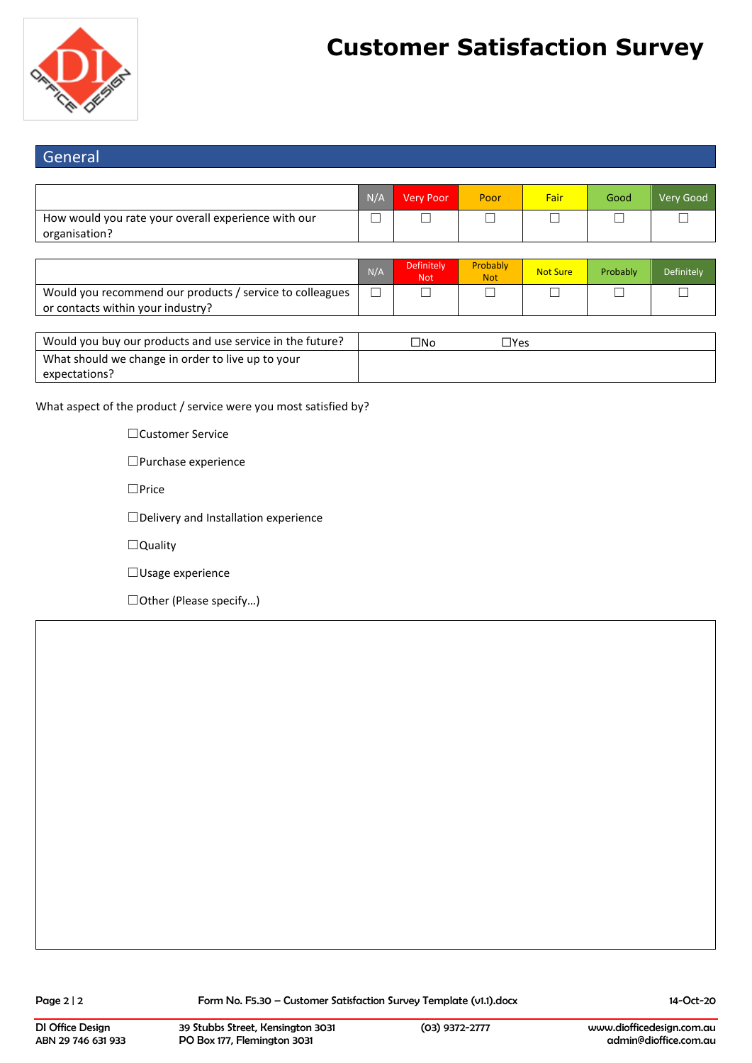# Customer Satisfaction Survey

## General

| | N/A | Very Poor | Poor | Fair | Good | Very Good |
|---|---|---|---|---|---|---|
| How would you rate your overall experience with our organisation? | ☐ | ☐ | ☐ | ☐ | ☐ | ☐ |

| | N/A | Definitely Not | Probably Not | Not Sure | Probably | Definitely |
|---|---|---|---|---|---|---|
| Would you recommend our products / service to colleagues or contacts within your industry? | ☐ | ☐ | ☐ | ☐ | ☐ | ☐ |

| | |
|---|---|
| Would you buy our products and use service in the future? | ☐No ☐Yes |
| What should we change in order to live up to your expectations? | |

What aspect of the product / service were you most satisfied by?

☐Customer Service

☐Purchase experience

☐Price

☐Delivery and Installation experience

☐Quality

☐Usage experience

☐Other (Please specify…)

Form No. F5.30 – Customer Satisfaction Survey Template (v1.1).docx 14-Oct-20

DI Office Design
ABN 29 746 631 933

39 Stubbs Street, Kensington 3031
PO Box 177, Flemington 3031

(03) 9372-2777

www.diofficedesign.com.au
admin@dioffice.com.au